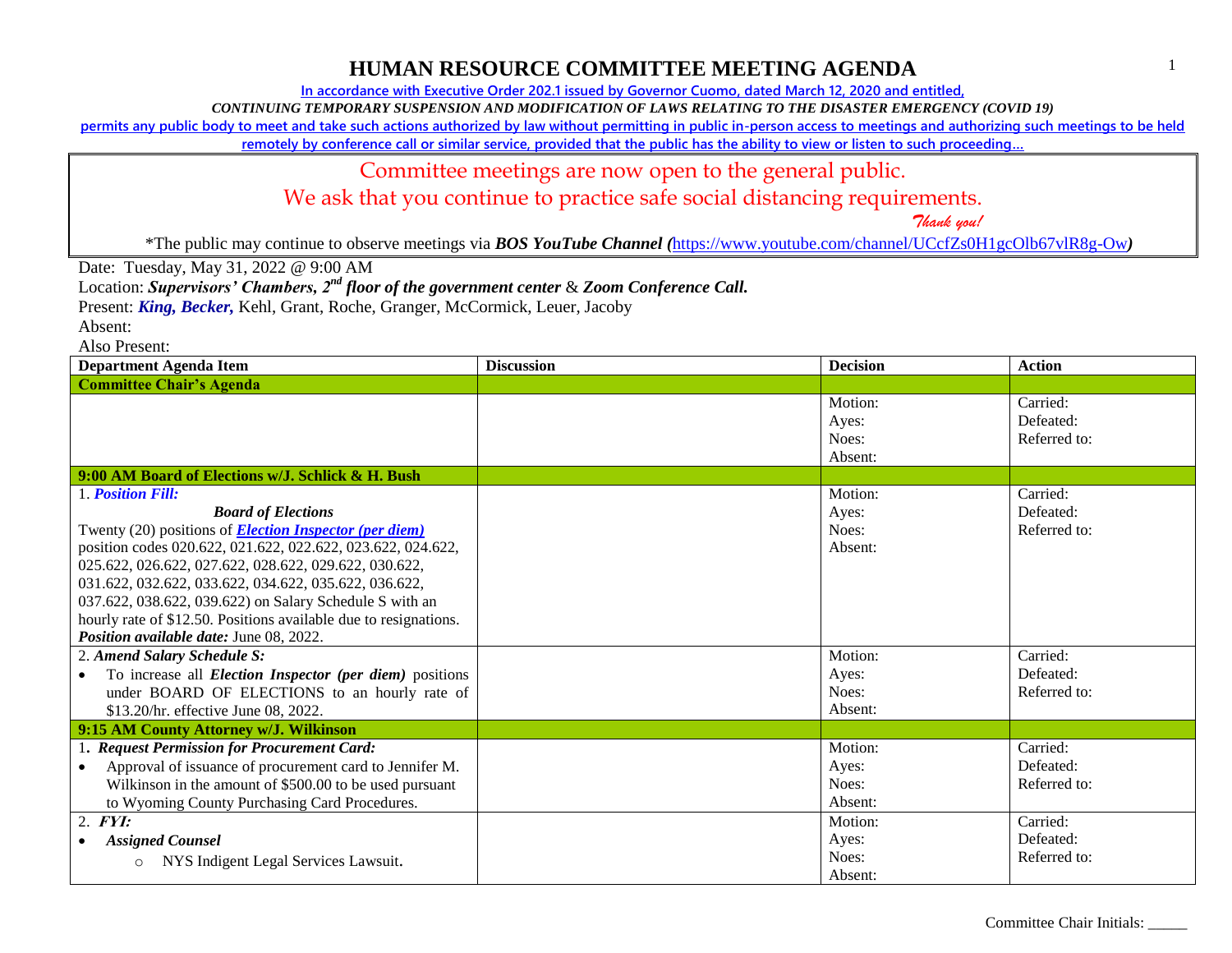# HUMAN RESOURCE COMMITTEE MEETING AGENDA

In accordance with Executive Order 202.1 issued by Governor Cuomo, dated March 12, 2020 and entitled,

*CONTINUING TEMPORARY SUSPENSION AND MODIFICATION OF LAWS RELATING TO THE DISASTER EMERGENCY (COVID 19)*

permits any public body to meet and take such actions authorized by law without permitting in public in-person access to meetings and authorizing such meetings to be held remotely by conference call or similar service, provided that the public has the ability to view or listen to such proceeding…

Committee meetings are now open to the general public.
We ask that you continue to practice safe social distancing requirements.
*Thank you!*

*The public may continue to observe meetings via ***BOS YouTube Channel (***https://www.youtube.com/channel/UCcfZs0H1gcOlb67vlR8g-Ow***)***

Date: Tuesday, May 31, 2022 @ 9:00 AM
Location: ***Supervisors' Chambers, 2nd floor of the government center*** & ***Zoom Conference Call.***
Present: ***King, Becker,*** Kehl, Grant, Roche, Granger, McCormick, Leuer, Jacoby
Absent:
Also Present:

| Department Agenda Item | Discussion | Decision | Action |
|---|---|---|---|
| **Committee Chair's Agenda** | | | |
| | | Motion:<br>Ayes:<br>Noes:<br>Absent: | Carried:<br>Defeated:<br>Referred to: |
| **9:00 AM Board of Elections w/J. Schlick & H. Bush** | | | |
| 1. ***Position Fill:***<br>***Board of Elections***<br>Twenty (20) positions of ***Election Inspector (per diem)*** position codes 020.622, 021.622, 022.622, 023.622, 024.622, 025.622, 026.622, 027.622, 028.622, 029.622, 030.622, 031.622, 032.622, 033.622, 034.622, 035.622, 036.622, 037.622, 038.622, 039.622) on Salary Schedule S with an hourly rate of $12.50. Positions available due to resignations.<br>***Position available date:*** June 08, 2022. | | Motion:<br>Ayes:<br>Noes:<br>Absent: | Carried:<br>Defeated:<br>Referred to: |
| 2. ***Amend Salary Schedule S:***<br>• To increase all ***Election Inspector (per diem)*** positions under BOARD OF ELECTIONS to an hourly rate of $13.20/hr. effective June 08, 2022. | | Motion:<br>Ayes:<br>Noes:<br>Absent: | Carried:<br>Defeated:<br>Referred to: |
| **9:15 AM County Attorney w/J. Wilkinson** | | | |
| 1. ***Request Permission for Procurement Card:***<br>• Approval of issuance of procurement card to Jennifer M. Wilkinson in the amount of $500.00 to be used pursuant to Wyoming County Purchasing Card Procedures. | | Motion:<br>Ayes:<br>Noes:<br>Absent: | Carried:<br>Defeated:<br>Referred to: |
| 2. ***FYI:***<br>• ***Assigned Counsel***<br>○ NYS Indigent Legal Services Lawsuit. | | Motion:<br>Ayes:<br>Noes:<br>Absent: | Carried:<br>Defeated:<br>Referred to: |

Committee Chair Initials: _____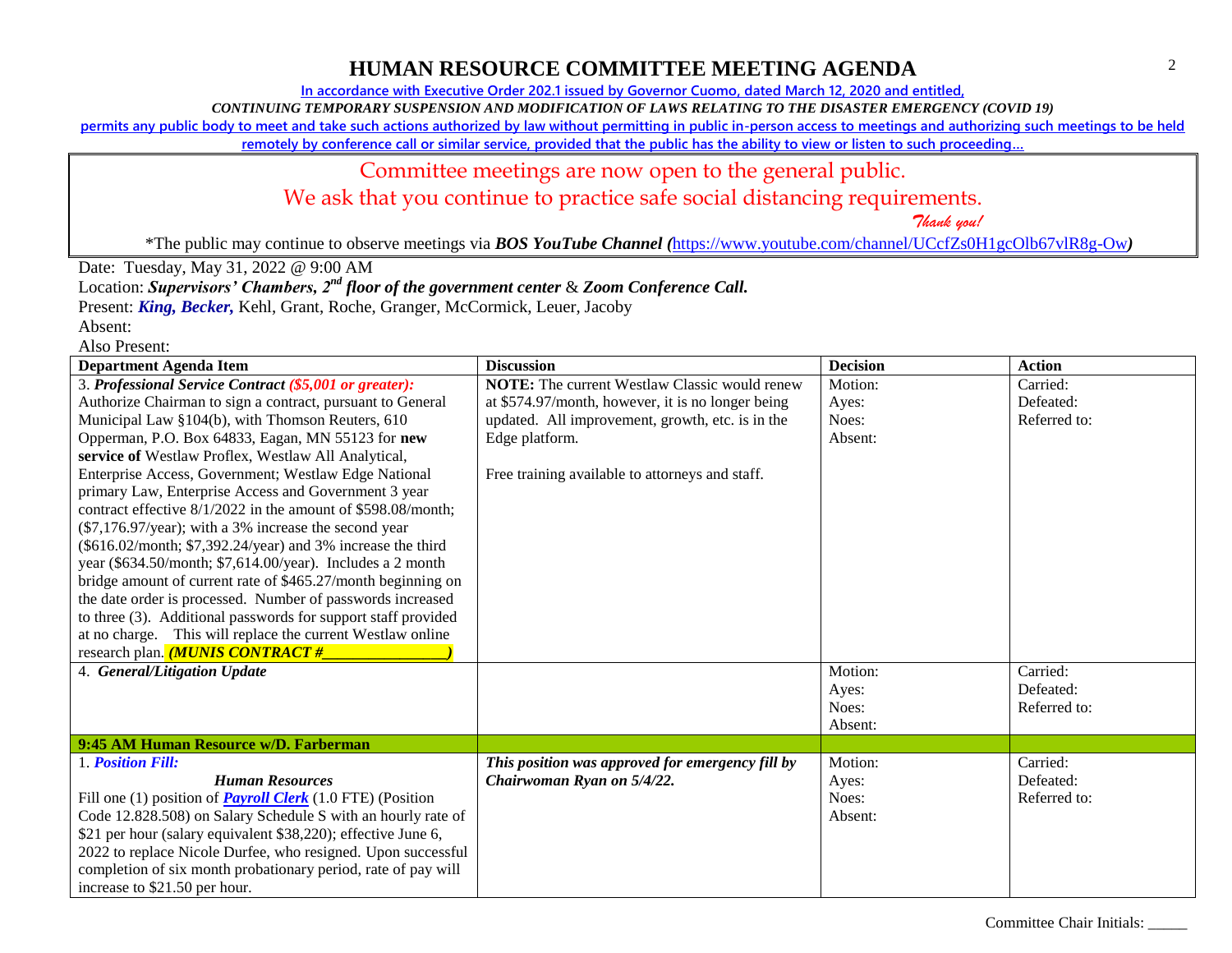# HUMAN RESOURCE COMMITTEE MEETING AGENDA

In accordance with Executive Order 202.1 issued by Governor Cuomo, dated March 12, 2020 and entitled,

*CONTINUING TEMPORARY SUSPENSION AND MODIFICATION OF LAWS RELATING TO THE DISASTER EMERGENCY (COVID 19)*

permits any public body to meet and take such actions authorized by law without permitting in public in-person access to meetings and authorizing such meetings to be held remotely by conference call or similar service, provided that the public has the ability to view or listen to such proceeding…

Committee meetings are now open to the general public.

We ask that you continue to practice safe social distancing requirements.

*Thank you!*

*The public may continue to observe meetings via ***BOS YouTube Channel (***https://www.youtube.com/channel/UCcfZs0H1gcOlb67vlR8g-Ow***)***

Date: Tuesday, May 31, 2022 @ 9:00 AM

Location: ***Supervisors' Chambers, 2nd floor of the government center*** & ***Zoom Conference Call.***

Present: ***King, Becker,*** Kehl, Grant, Roche, Granger, McCormick, Leuer, Jacoby

Absent:

Also Present:

| Department Agenda Item | Discussion | Decision | Action |
|---|---|---|---|
| 3. ***Professional Service Contract (\$5,001 or greater):*** Authorize Chairman to sign a contract, pursuant to General Municipal Law §104(b), with Thomson Reuters, 610 Opperman, P.O. Box 64833, Eagan, MN 55123 for **new service of** Westlaw Proflex, Westlaw All Analytical, Enterprise Access, Government; Westlaw Edge National primary Law, Enterprise Access and Government 3 year contract effective 8/1/2022 in the amount of \$598.08/month; (\$7,176.97/year); with a 3% increase the second year (\$616.02/month; \$7,392.24/year) and 3% increase the third year (\$634.50/month; \$7,614.00/year). Includes a 2 month bridge amount of current rate of \$465.27/month beginning on the date order is processed. Number of passwords increased to three (3). Additional passwords for support staff provided at no charge. This will replace the current Westlaw online research plan. ***(MUNIS CONTRACT #\_\_\_\_\_\_\_\_\_\_\_\_\_\_\_\_)*** | **NOTE:** The current Westlaw Classic would renew at \$574.97/month, however, it is no longer being updated. All improvement, growth, etc. is in the Edge platform.<br><br>Free training available to attorneys and staff. | Motion:<br>Ayes:<br>Noes:<br>Absent: | Carried:<br>Defeated:<br>Referred to: |
| 4. ***General/Litigation Update*** | | Motion:<br>Ayes:<br>Noes:<br>Absent: | Carried:<br>Defeated:<br>Referred to: |
| **9:45 AM Human Resource w/D. Farberman** | | | |
| 1. ***Position Fill:***<br>***Human Resources***<br>Fill one (1) position of ***Payroll Clerk*** (1.0 FTE) (Position Code 12.828.508) on Salary Schedule S with an hourly rate of \$21 per hour (salary equivalent \$38,220); effective June 6, 2022 to replace Nicole Durfee, who resigned. Upon successful completion of six month probationary period, rate of pay will increase to \$21.50 per hour. | ***This position was approved for emergency fill by Chairwoman Ryan on 5/4/22.*** | Motion:<br>Ayes:<br>Noes:<br>Absent: | Carried:<br>Defeated:<br>Referred to: |

Committee Chair Initials: \_\_\_\_\_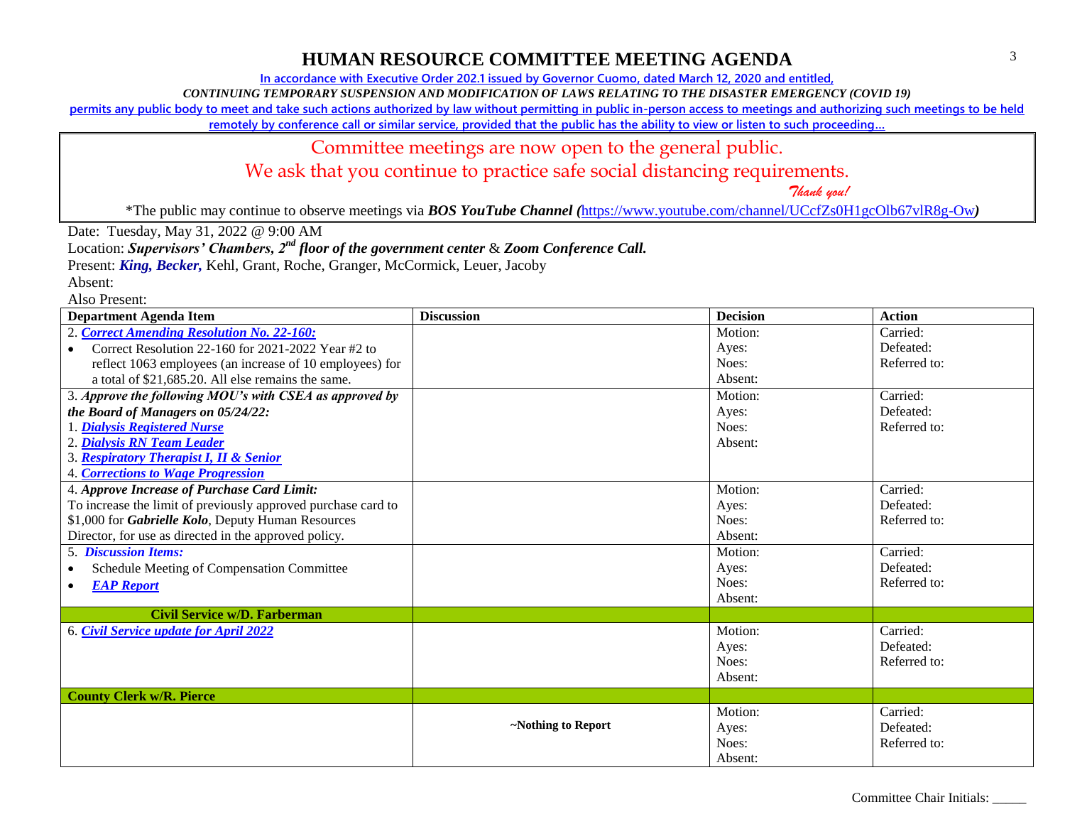# HUMAN RESOURCE COMMITTEE MEETING AGENDA

In accordance with Executive Order 202.1 issued by Governor Cuomo, dated March 12, 2020 and entitled,

*CONTINUING TEMPORARY SUSPENSION AND MODIFICATION OF LAWS RELATING TO THE DISASTER EMERGENCY (COVID 19)*

permits any public body to meet and take such actions authorized by law without permitting in public in-person access to meetings and authorizing such meetings to be held remotely by conference call or similar service, provided that the public has the ability to view or listen to such proceeding…

Committee meetings are now open to the general public.

We ask that you continue to practice safe social distancing requirements.

*Thank you!*

*The public may continue to observe meetings via ***BOS YouTube Channel (***https://www.youtube.com/channel/UCcfZs0H1gcOlb67vlR8g-Ow***)**

Date: Tuesday, May 31, 2022 @ 9:00 AM

Location: ***Supervisors' Chambers, 2nd floor of the government center*** & ***Zoom Conference Call.***

Present: ***King, Becker,*** Kehl, Grant, Roche, Granger, McCormick, Leuer, Jacoby

Absent:

Also Present:

| Department Agenda Item | Discussion | Decision | Action |
|---|---|---|---|
| 2. ***Correct Amending Resolution No. 22-160:***<br>• Correct Resolution 22-160 for 2021-2022 Year #2 to reflect 1063 employees (an increase of 10 employees) for a total of $21,685.20. All else remains the same. | | Motion:<br>Ayes:<br>Noes:<br>Absent: | Carried:<br>Defeated:<br>Referred to: |
| 3. ***Approve the following MOU's with CSEA as approved by the Board of Managers on 05/24/22:***<br>1. ***Dialysis Registered Nurse***<br>2. ***Dialysis RN Team Leader***<br>3. ***Respiratory Therapist I, II & Senior***<br>4. ***Corrections to Wage Progression*** | | Motion:<br>Ayes:<br>Noes:<br>Absent: | Carried:<br>Defeated:<br>Referred to: |
| 4. ***Approve Increase of Purchase Card Limit:***<br>To increase the limit of previously approved purchase card to $1,000 for ***Gabrielle Kolo***, Deputy Human Resources Director, for use as directed in the approved policy. | | Motion:<br>Ayes:<br>Noes:<br>Absent: | Carried:<br>Defeated:<br>Referred to: |
| 5. ***Discussion Items:***<br>• Schedule Meeting of Compensation Committee<br>• ***EAP Report*** | | Motion:<br>Ayes:<br>Noes:<br>Absent: | Carried:<br>Defeated:<br>Referred to: |
| **Civil Service w/D. Farberman** | | | |
| 6. ***Civil Service update for April 2022*** | | Motion:<br>Ayes:<br>Noes:<br>Absent: | Carried:<br>Defeated:<br>Referred to: |
| **County Clerk w/R. Pierce** | | | |
| | **~Nothing to Report** | Motion:<br>Ayes:<br>Noes:<br>Absent: | Carried:<br>Defeated:<br>Referred to: |

Committee Chair Initials: _____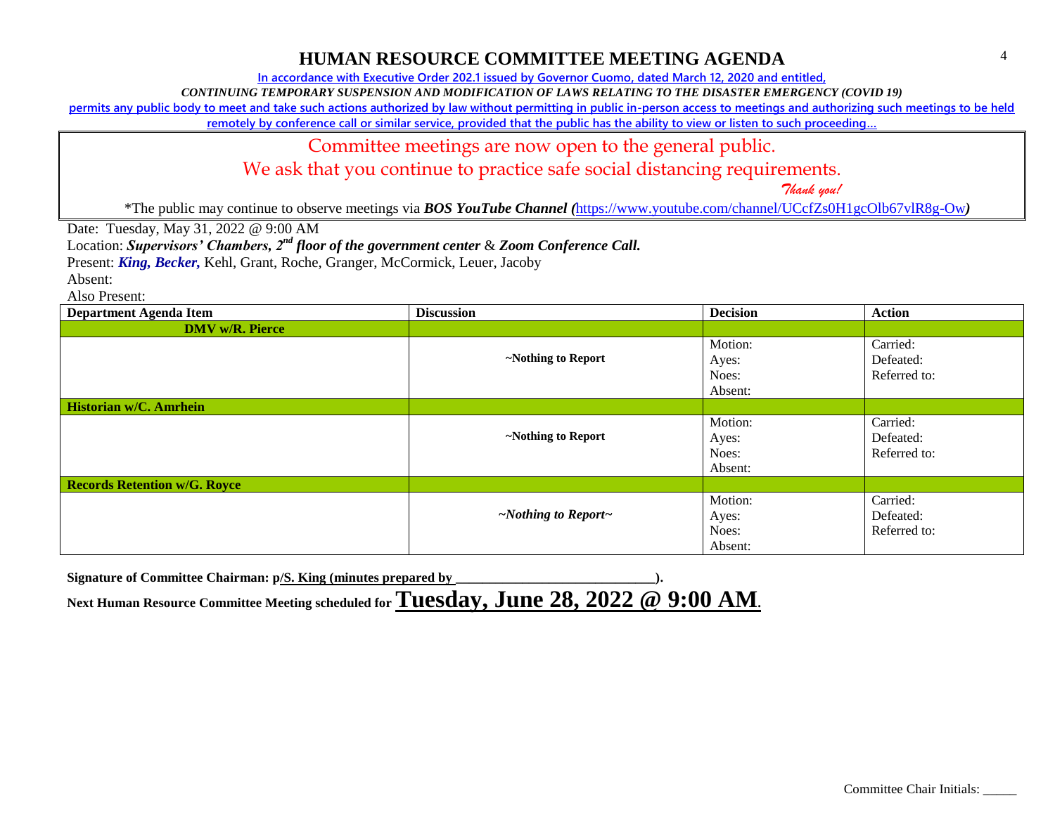# HUMAN RESOURCE COMMITTEE MEETING AGENDA

In accordance with Executive Order 202.1 issued by Governor Cuomo, dated March 12, 2020 and entitled,

*CONTINUING TEMPORARY SUSPENSION AND MODIFICATION OF LAWS RELATING TO THE DISASTER EMERGENCY (COVID 19)*

permits any public body to meet and take such actions authorized by law without permitting in public in-person access to meetings and authorizing such meetings to be held remotely by conference call or similar service, provided that the public has the ability to view or listen to such proceeding…

Committee meetings are now open to the general public.
We ask that you continue to practice safe social distancing requirements.
*Thank you!*

*The public may continue to observe meetings via ***BOS YouTube Channel*** (https://www.youtube.com/channel/UCcfZs0H1gcOlb67vlR8g-Ow)

Date: Tuesday, May 31, 2022 @ 9:00 AM
Location: ***Supervisors' Chambers, 2nd floor of the government center*** & ***Zoom Conference Call.***
Present: ***King, Becker,*** Kehl, Grant, Roche, Granger, McCormick, Leuer, Jacoby
Absent:
Also Present:

| Department Agenda Item | Discussion | Decision | Action |
|---|---|---|---|
| **DMV w/R. Pierce** | | | |
| | **~Nothing to Report** | Motion:<br>Ayes:<br>Noes:<br>Absent: | Carried:<br>Defeated:<br>Referred to: |
| **Historian w/C. Amrhein** | | | |
| | **~Nothing to Report** | Motion:<br>Ayes:<br>Noes:<br>Absent: | Carried:<br>Defeated:<br>Referred to: |
| **Records Retention w/G. Royce** | | | |
| | ***~Nothing to Report~*** | Motion:<br>Ayes:<br>Noes:<br>Absent: | Carried:<br>Defeated:<br>Referred to: |

**Signature of Committee Chairman: p/S. King (minutes prepared by \_\_\_\_\_\_\_\_\_\_\_\_\_\_\_\_\_\_\_\_\_\_\_\_\_\_\_\_).**

**Next Human Resource Committee Meeting scheduled for Tuesday, June 28, 2022 @ 9:00 AM.**

Committee Chair Initials: \_\_\_\_\_